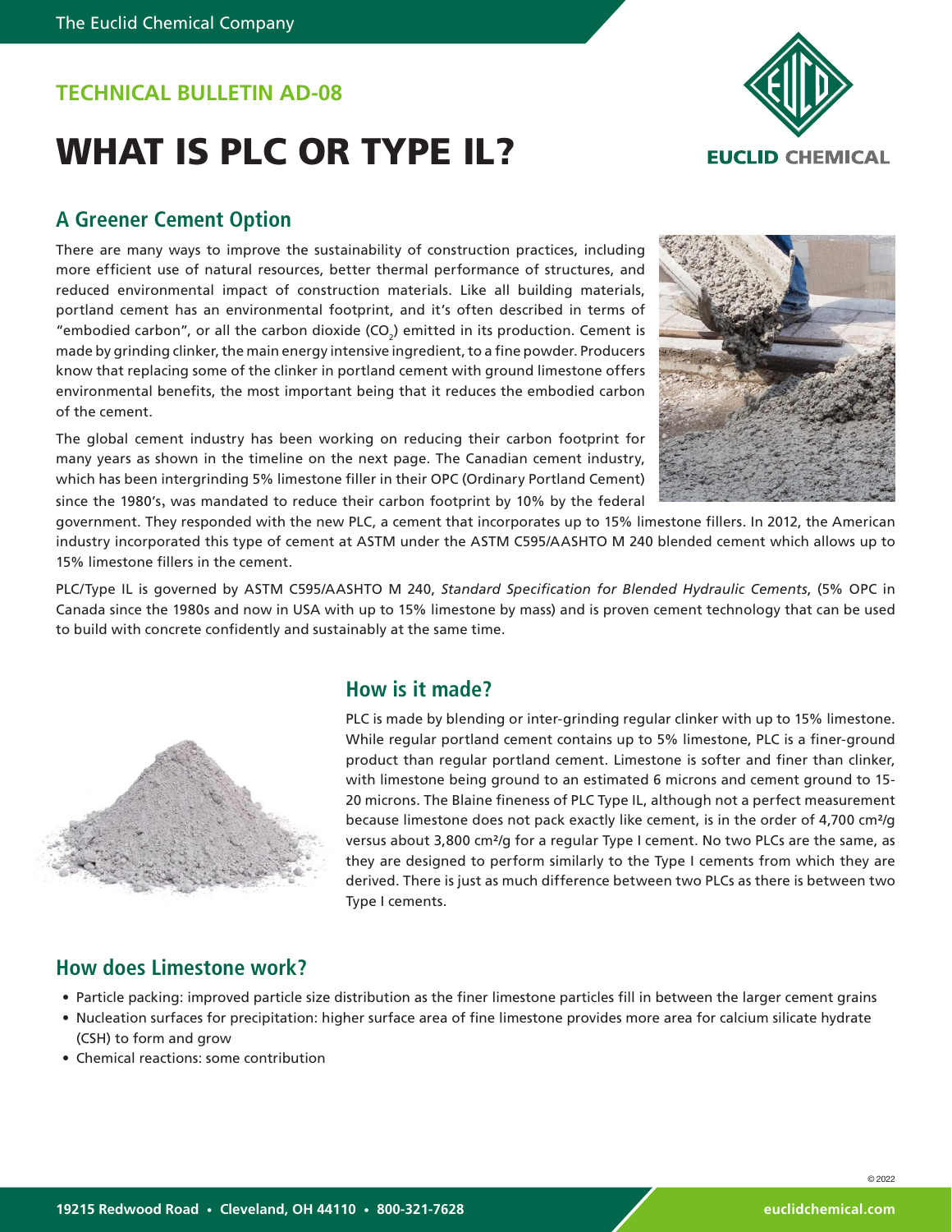## TECHNICAL BULLETIN AD-08

# WHAT IS PLC OR TYPE IL?

## A Greener Cement Option

There are many ways to improve the sustainability of construction practices, including more efficient use of natural resources, better thermal performance of structures, and reduced environmental impact of construction materials. Like all building materials, portland cement has an environmental footprint, and it's often described in terms of "embodied carbon", or all the carbon dioxide ($CO_2$) emitted in its production. Cement is made by grinding clinker, the main energy intensive ingredient, to a fine powder. Producers know that replacing some of the clinker in portland cement with ground limestone offers environmental benefits, the most important being that it reduces the embodied carbon of the cement.

The global cement industry has been working on reducing their carbon footprint for many years as shown in the timeline on the next page. The Canadian cement industry, which has been intergrinding 5% limestone filler in their OPC (Ordinary Portland Cement) since the 1980's, was mandated to reduce their carbon footprint by 10% by the federal government. They responded with the new PLC, a cement that incorporates up to 15% limestone fillers. In 2012, the American industry incorporated this type of cement at ASTM under the ASTM C595/AASHTO M 240 blended cement which allows up to 15% limestone fillers in the cement.

PLC/Type IL is governed by ASTM C595/AASHTO M 240, *Standard Specification for Blended Hydraulic Cements*, (5% OPC in Canada since the 1980s and now in USA with up to 15% limestone by mass) and is proven cement technology that can be used to build with concrete confidently and sustainably at the same time.

## How is it made?

PLC is made by blending or inter-grinding regular clinker with up to 15% limestone. While regular portland cement contains up to 5% limestone, PLC is a finer-ground product than regular portland cement. Limestone is softer and finer than clinker, with limestone being ground to an estimated 6 microns and cement ground to 15-20 microns. The Blaine fineness of PLC Type IL, although not a perfect measurement because limestone does not pack exactly like cement, is in the order of 4,700 cm²/g versus about 3,800 cm²/g for a regular Type I cement. No two PLCs are the same, as they are designed to perform similarly to the Type I cements from which they are derived. There is just as much difference between two PLCs as there is between two Type I cements.

## How does Limestone work?

- Particle packing: improved particle size distribution as the finer limestone particles fill in between the larger cement grains
- Nucleation surfaces for precipitation: higher surface area of fine limestone provides more area for calcium silicate hydrate (CSH) to form and grow
- Chemical reactions: some contribution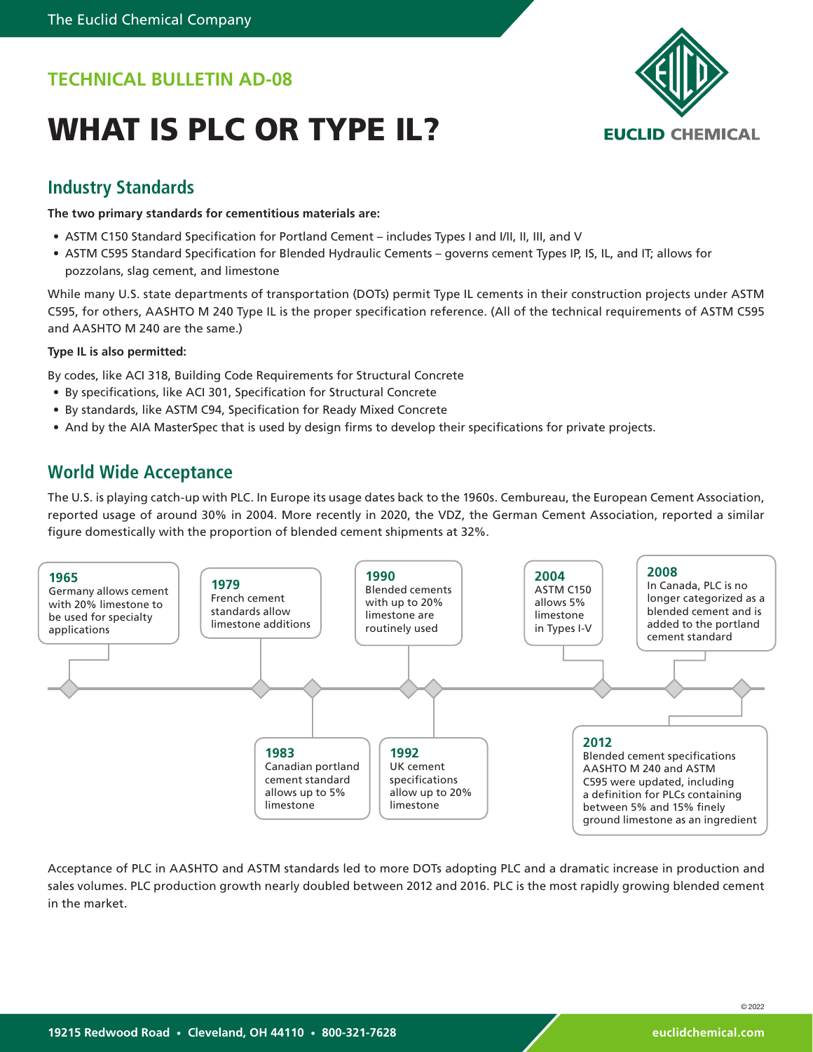TECHNICAL BULLETIN AD-08

# WHAT IS PLC OR TYPE IL?

## Industry Standards

**The two primary standards for cementitious materials are:**

- ASTM C150 Standard Specification for Portland Cement – includes Types I and I/II, II, III, and V
- ASTM C595 Standard Specification for Blended Hydraulic Cements – governs cement Types IP, IS, IL, and IT; allows for pozzolans, slag cement, and limestone

While many U.S. state departments of transportation (DOTs) permit Type IL cements in their construction projects under ASTM C595, for others, AASHTO M 240 Type IL is the proper specification reference. (All of the technical requirements of ASTM C595 and AASHTO M 240 are the same.)

**Type IL is also permitted:**

By codes, like ACI 318, Building Code Requirements for Structural Concrete

- By specifications, like ACI 301, Specification for Structural Concrete
- By standards, like ASTM C94, Specification for Ready Mixed Concrete
- And by the AIA MasterSpec that is used by design firms to develop their specifications for private projects.

## World Wide Acceptance

The U.S. is playing catch-up with PLC. In Europe its usage dates back to the 1960s. Cembureau, the European Cement Association, reported usage of around 30% in 2004. More recently in 2020, the VDZ, the German Cement Association, reported a similar figure domestically with the proportion of blended cement shipments at 32%.

**1965** Germany allows cement with 20% limestone to be used for specialty applications

**1979** French cement standards allow limestone additions

**1983** Canadian portland cement standard allows up to 5% limestone

**1990** Blended cements with up to 20% limestone are routinely used

**1992** UK cement specifications allow up to 20% limestone

**2004** ASTM C150 allows 5% limestone in Types I-V

**2008** In Canada, PLC is no longer categorized as a blended cement and is added to the portland cement standard

**2012** Blended cement specifications AASHTO M 240 and ASTM C595 were updated, including a definition for PLCs containing between 5% and 15% finely ground limestone as an ingredient

Acceptance of PLC in AASHTO and ASTM standards led to more DOTs adopting PLC and a dramatic increase in production and sales volumes. PLC production growth nearly doubled between 2012 and 2016. PLC is the most rapidly growing blended cement in the market.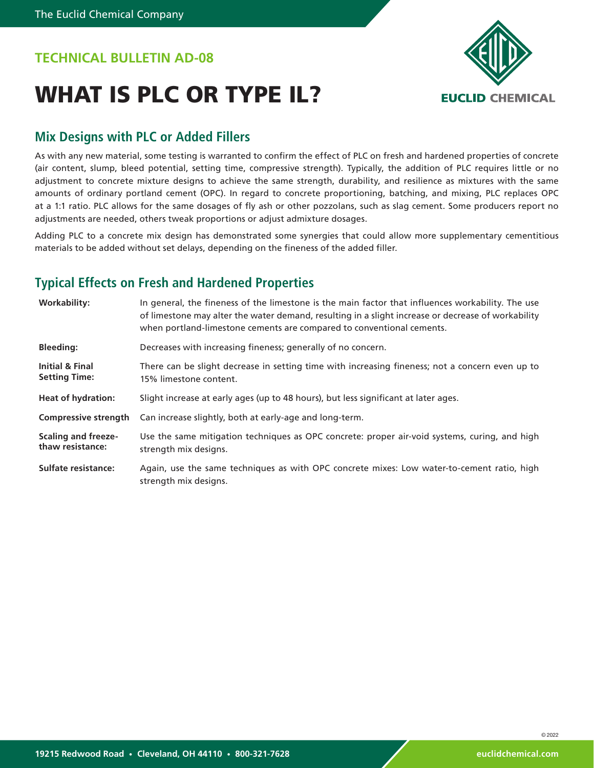## Mix Designs with PLC or Added Fillers

As with any new material, some testing is warranted to confirm the effect of PLC on fresh and hardened properties of concrete (air content, slump, bleed potential, setting time, compressive strength). Typically, the addition of PLC requires little or no adjustment to concrete mixture designs to achieve the same strength, durability, and resilience as mixtures with the same amounts of ordinary portland cement (OPC). In regard to concrete proportioning, batching, and mixing, PLC replaces OPC at a 1:1 ratio. PLC allows for the same dosages of fly ash or other pozzolans, such as slag cement. Some producers report no adjustments are needed, others tweak proportions or adjust admixture dosages.

Adding PLC to a concrete mix design has demonstrated some synergies that could allow more supplementary cementitious materials to be added without set delays, depending on the fineness of the added filler.

## Typical Effects on Fresh and Hardened Properties

| | |
|---|---|
| **Workability:** | In general, the fineness of the limestone is the main factor that influences workability. The use of limestone may alter the water demand, resulting in a slight increase or decrease of workability when portland-limestone cements are compared to conventional cements. |
| **Bleeding:** | Decreases with increasing fineness; generally of no concern. |
| **Initial & Final Setting Time:** | There can be slight decrease in setting time with increasing fineness; not a concern even up to 15% limestone content. |
| **Heat of hydration:** | Slight increase at early ages (up to 48 hours), but less significant at later ages. |
| **Compressive strength** | Can increase slightly, both at early-age and long-term. |
| **Scaling and freeze-thaw resistance:** | Use the same mitigation techniques as OPC concrete: proper air-void systems, curing, and high strength mix designs. |
| **Sulfate resistance:** | Again, use the same techniques as with OPC concrete mixes: Low water-to-cement ratio, high strength mix designs. |

© 2022